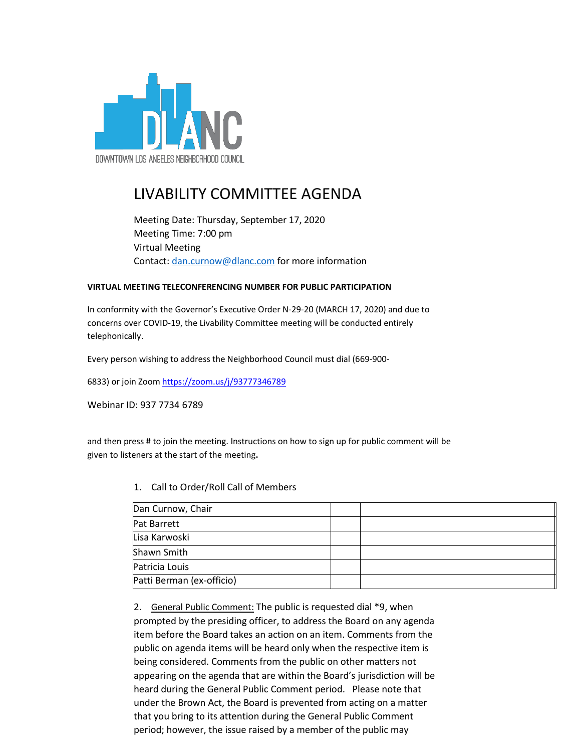DOWNTOWN LOS ANGELES NEIGHBORHOOD COUNCIL

# LIVABILITY COMMITTEE AGENDA

Meeting Date: Thursday, September 17, 2020
Meeting Time: 7:00 pm
Virtual Meeting
Contact: dan.curnow@dlanc.com for more information

**VIRTUAL MEETING TELECONFERENCING NUMBER FOR PUBLIC PARTICIPATION**

In conformity with the Governor's Executive Order N-29-20 (MARCH 17, 2020) and due to concerns over COVID-19, the Livability Committee meeting will be conducted entirely telephonically.

Every person wishing to address the Neighborhood Council must dial (669-900-6833) or join Zoom https://zoom.us/j/93777346789

Webinar ID: 937 7734 6789

and then press # to join the meeting. Instructions on how to sign up for public comment will be given to listeners at the start of the meeting.

1. Call to Order/Roll Call of Members

| | | |
|---|---|---|
| Dan Curnow, Chair | | |
| Pat Barrett | | |
| Lisa Karwoski | | |
| Shawn Smith | | |
| Patricia Louis | | |
| Patti Berman (ex-officio) | | |

2. General Public Comment: The public is requested dial *9, when prompted by the presiding officer, to address the Board on any agenda item before the Board takes an action on an item. Comments from the public on agenda items will be heard only when the respective item is being considered. Comments from the public on other matters not appearing on the agenda that are within the Board's jurisdiction will be heard during the General Public Comment period. Please note that under the Brown Act, the Board is prevented from acting on a matter that you bring to its attention during the General Public Comment period; however, the issue raised by a member of the public may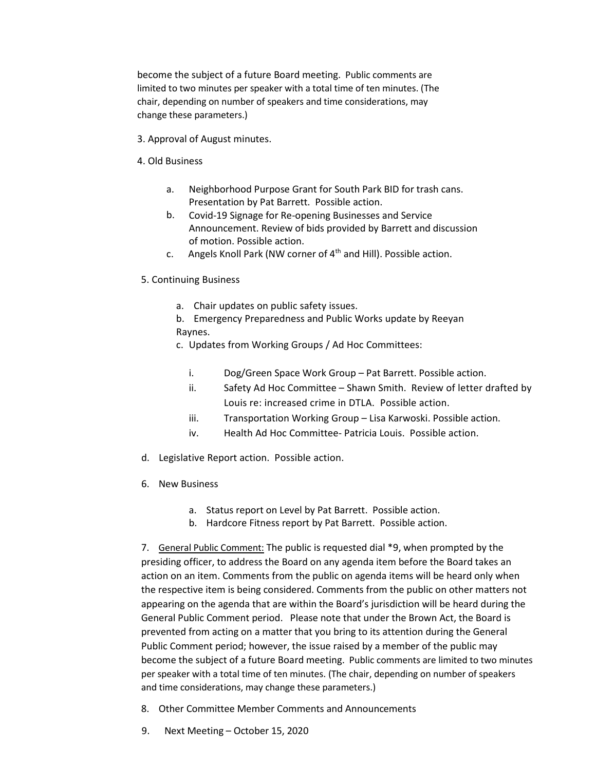become the subject of a future Board meeting. Public comments are limited to two minutes per speaker with a total time of ten minutes. (The chair, depending on number of speakers and time considerations, may change these parameters.)

3. Approval of August minutes.

4. Old Business

   a. Neighborhood Purpose Grant for South Park BID for trash cans. Presentation by Pat Barrett. Possible action.
   b. Covid-19 Signage for Re-opening Businesses and Service Announcement. Review of bids provided by Barrett and discussion of motion. Possible action.
   c. Angels Knoll Park (NW corner of 4th and Hill). Possible action.

5. Continuing Business

   a. Chair updates on public safety issues.
   b. Emergency Preparedness and Public Works update by Reeyan Raynes.
   c. Updates from Working Groups / Ad Hoc Committees:

      i. Dog/Green Space Work Group – Pat Barrett. Possible action.
      ii. Safety Ad Hoc Committee – Shawn Smith. Review of letter drafted by Louis re: increased crime in DTLA. Possible action.
      iii. Transportation Working Group – Lisa Karwoski. Possible action.
      iv. Health Ad Hoc Committee- Patricia Louis. Possible action.

   d. Legislative Report action. Possible action.

6. New Business

   a. Status report on Level by Pat Barrett. Possible action.
   b. Hardcore Fitness report by Pat Barrett. Possible action.

7. <u>General Public Comment:</u> The public is requested dial *9, when prompted by the presiding officer, to address the Board on any agenda item before the Board takes an action on an item. Comments from the public on agenda items will be heard only when the respective item is being considered. Comments from the public on other matters not appearing on the agenda that are within the Board's jurisdiction will be heard during the General Public Comment period. Please note that under the Brown Act, the Board is prevented from acting on a matter that you bring to its attention during the General Public Comment period; however, the issue raised by a member of the public may become the subject of a future Board meeting. Public comments are limited to two minutes per speaker with a total time of ten minutes. (The chair, depending on number of speakers and time considerations, may change these parameters.)

8. Other Committee Member Comments and Announcements

9. Next Meeting – October 15, 2020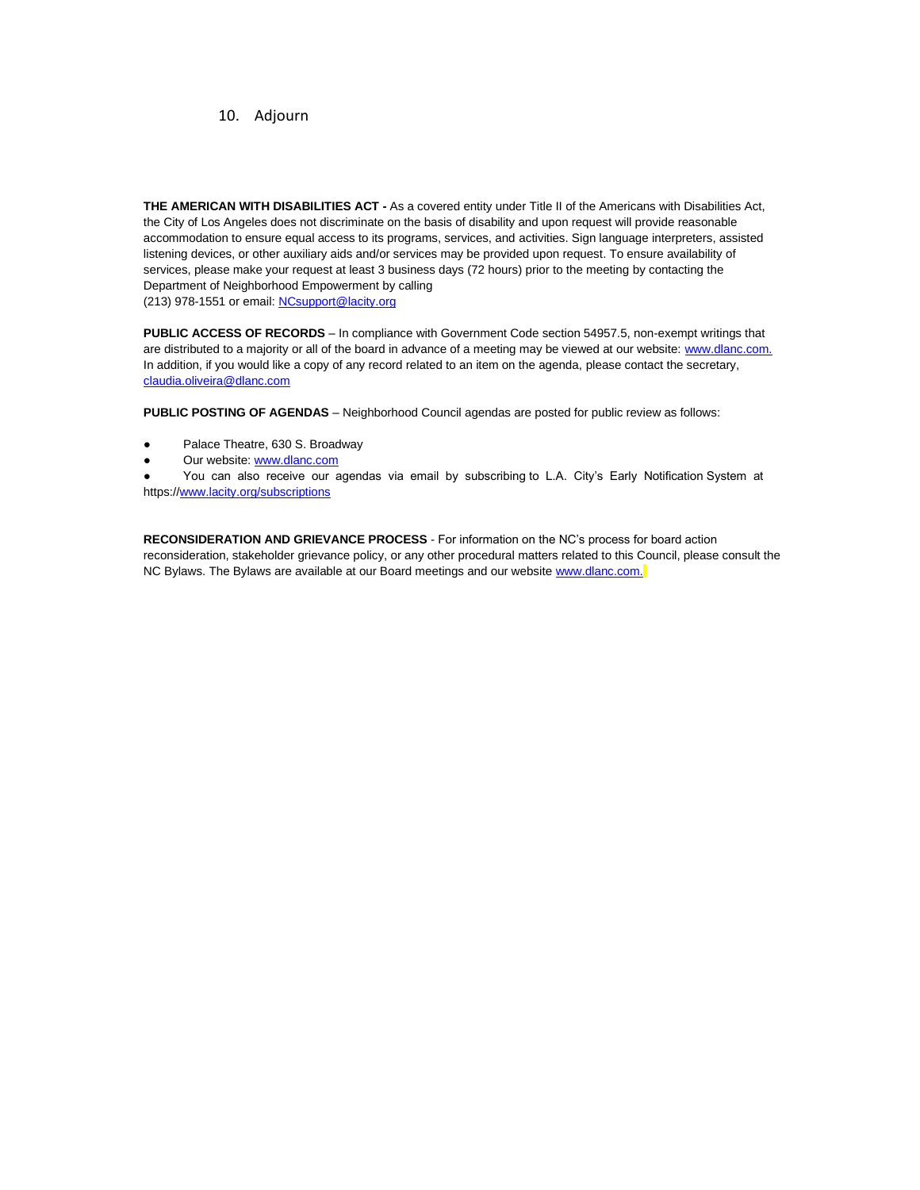10. Adjourn

**THE AMERICAN WITH DISABILITIES ACT -** As a covered entity under Title II of the Americans with Disabilities Act, the City of Los Angeles does not discriminate on the basis of disability and upon request will provide reasonable accommodation to ensure equal access to its programs, services, and activities. Sign language interpreters, assisted listening devices, or other auxiliary aids and/or services may be provided upon request. To ensure availability of services, please make your request at least 3 business days (72 hours) prior to the meeting by contacting the Department of Neighborhood Empowerment by calling
(213) 978-1551 or email: NCsupport@lacity.org

**PUBLIC ACCESS OF RECORDS** – In compliance with Government Code section 54957.5, non-exempt writings that are distributed to a majority or all of the board in advance of a meeting may be viewed at our website: www.dlanc.com. In addition, if you would like a copy of any record related to an item on the agenda, please contact the secretary, claudia.oliveira@dlanc.com

**PUBLIC POSTING OF AGENDAS** – Neighborhood Council agendas are posted for public review as follows:

- Palace Theatre, 630 S. Broadway
- Our website: www.dlanc.com
- You can also receive our agendas via email by subscribing to L.A. City's Early Notification System at https://www.lacity.org/subscriptions

**RECONSIDERATION AND GRIEVANCE PROCESS** - For information on the NC's process for board action reconsideration, stakeholder grievance policy, or any other procedural matters related to this Council, please consult the NC Bylaws. The Bylaws are available at our Board meetings and our website www.dlanc.com.